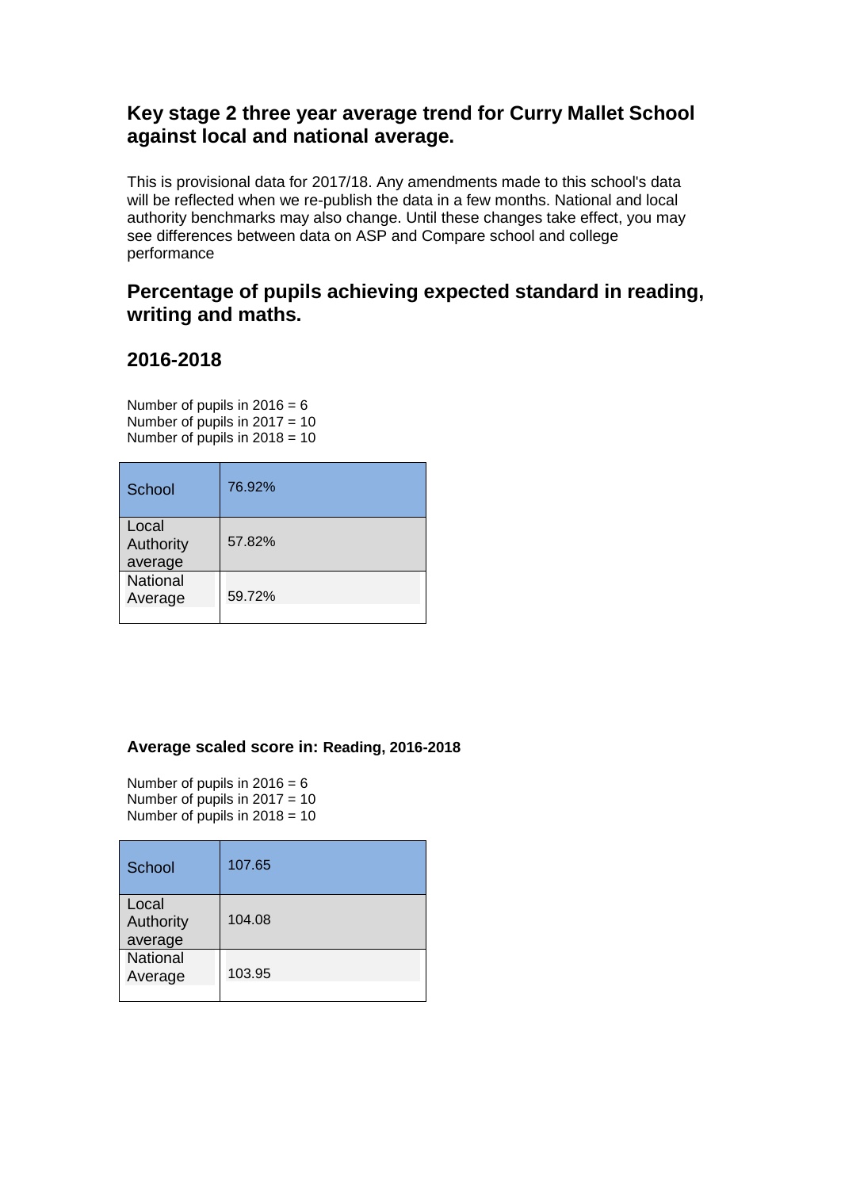## Key stage 2 three year average trend for Curry Mallet School against local and national average.

This is provisional data for 2017/18. Any amendments made to this school's data will be reflected when we re-publish the data in a few months. National and local authority benchmarks may also change. Until these changes take effect, you may see differences between data on ASP and Compare school and college performance

## Percentage of pupils achieving expected standard in reading, writing and maths.

## 2016-2018

Number of pupils in 2016 = 6
Number of pupils in 2017 = 10
Number of pupils in 2018 = 10

| School | 76.92% |
|---|---|
| Local Authority average | 57.82% |
| National Average | 59.72% |

### Average scaled score in: Reading, 2016-2018

Number of pupils in 2016 = 6
Number of pupils in 2017 = 10
Number of pupils in 2018 = 10

| School | 107.65 |
|---|---|
| Local Authority average | 104.08 |
| National Average | 103.95 |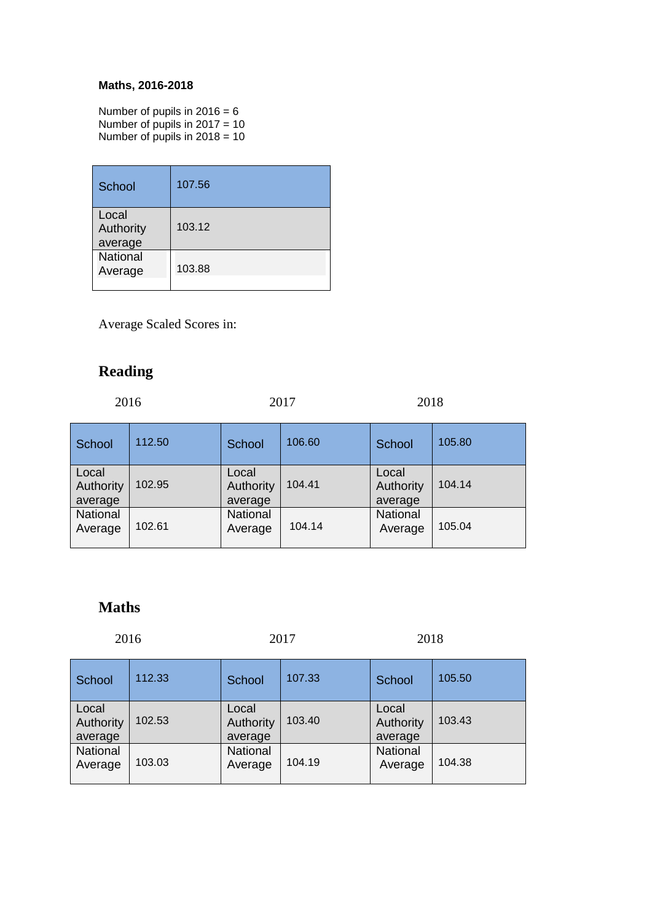**Maths, 2016-2018**

Number of pupils in 2016 = 6
Number of pupils in 2017 = 10
Number of pupils in 2018 = 10

| School | 107.56 |
|---|---|
| Local Authority average | 103.12 |
| National Average | 103.88 |

Average Scaled Scores in:

## Reading

| 2016 | | 2017 | | 2018 | |
|---|---|---|---|---|---|
| School | 112.50 | School | 106.60 | School | 105.80 |
| Local Authority average | 102.95 | Local Authority average | 104.41 | Local Authority average | 104.14 |
| National Average | 102.61 | National Average | 104.14 | National Average | 105.04 |

## Maths

| 2016 | | 2017 | | 2018 | |
|---|---|---|---|---|---|
| School | 112.33 | School | 107.33 | School | 105.50 |
| Local Authority average | 102.53 | Local Authority average | 103.40 | Local Authority average | 103.43 |
| National Average | 103.03 | National Average | 104.19 | National Average | 104.38 |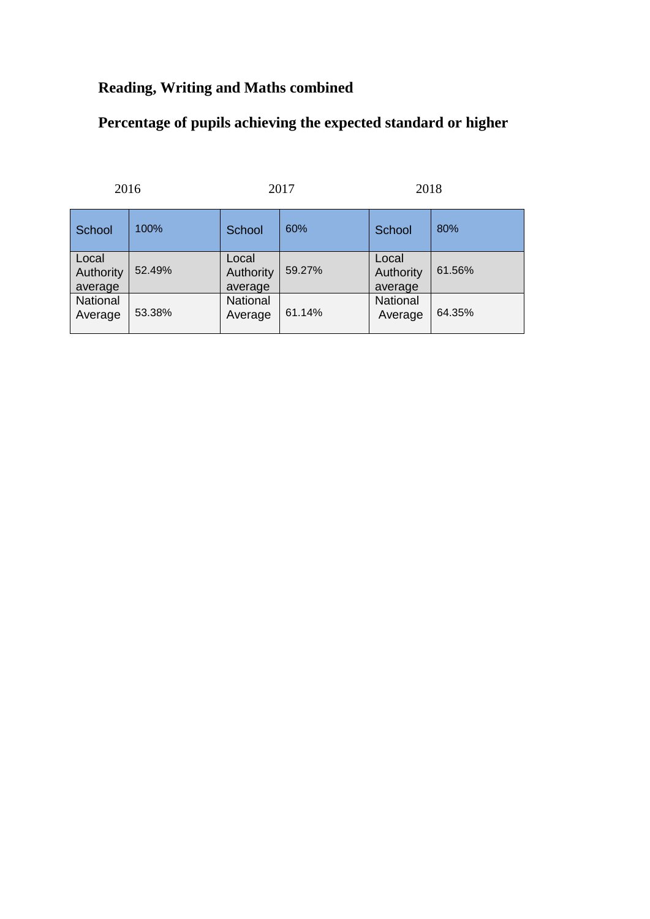**Reading, Writing and Maths combined**

**Percentage of pupils achieving the expected standard or higher**

| 2016 | | 2017 | | 2018 | |
|---|---|---|---|---|---|
| School | 100% | School | 60% | School | 80% |
| Local Authority average | 52.49% | Local Authority average | 59.27% | Local Authority average | 61.56% |
| National Average | 53.38% | National Average | 61.14% | National Average | 64.35% |